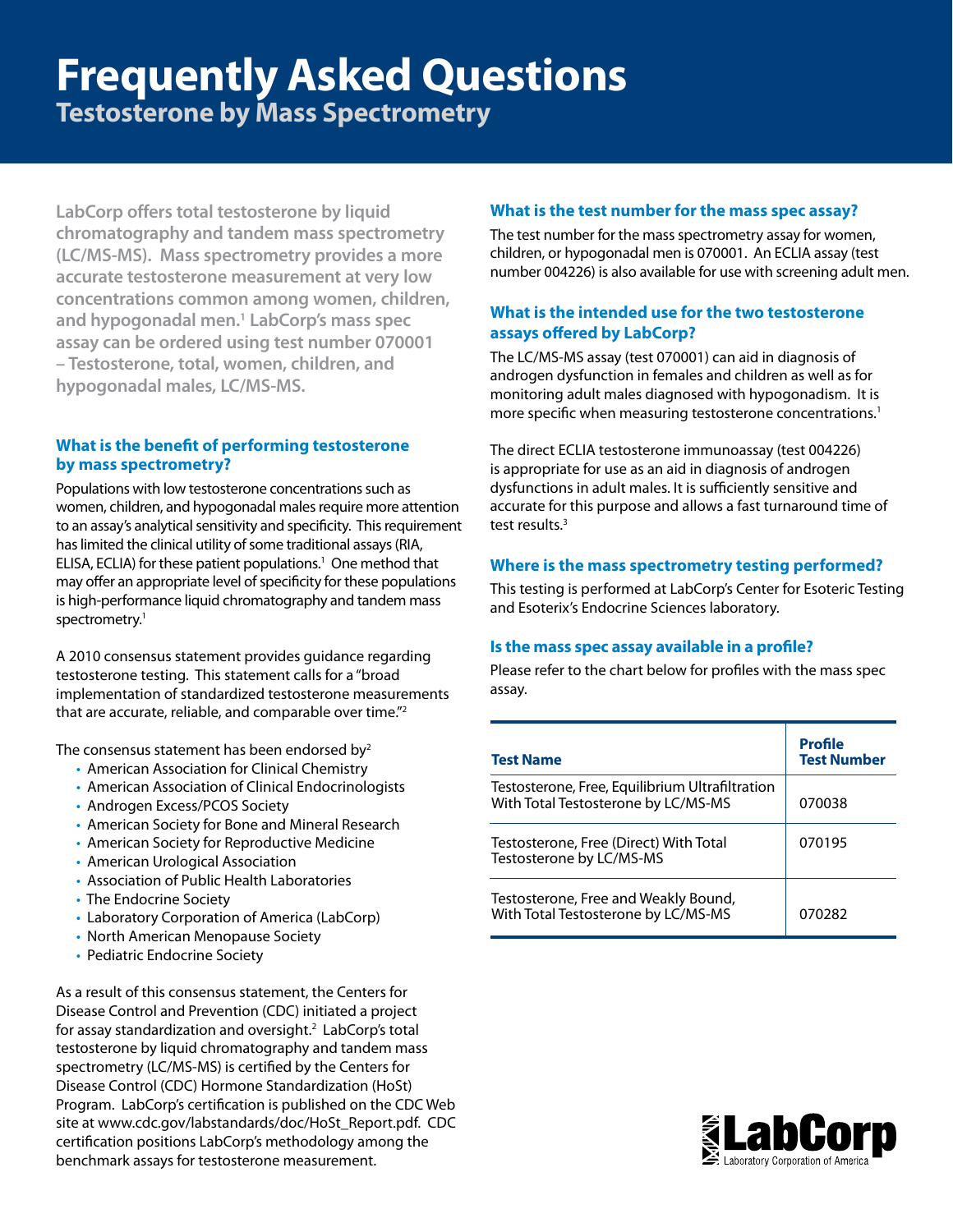# Frequently Asked Questions

## Testosterone by Mass Spectrometry

**LabCorp offers total testosterone by liquid chromatography and tandem mass spectrometry (LC/MS-MS). Mass spectrometry provides a more accurate testosterone measurement at very low concentrations common among women, children, and hypogonadal men.[1] LabCorp's mass spec assay can be ordered using test number 070001 – Testosterone, total, women, children, and hypogonadal males, LC/MS-MS.**

### What is the benefit of performing testosterone by mass spectrometry?

Populations with low testosterone concentrations such as women, children, and hypogonadal males require more attention to an assay's analytical sensitivity and specificity. This requirement has limited the clinical utility of some traditional assays (RIA, ELISA, ECLIA) for these patient populations.[1] One method that may offer an appropriate level of specificity for these populations is high-performance liquid chromatography and tandem mass spectrometry.[1]

A 2010 consensus statement provides guidance regarding testosterone testing. This statement calls for a "broad implementation of standardized testosterone measurements that are accurate, reliable, and comparable over time."[2]

The consensus statement has been endorsed by[2]

- American Association for Clinical Chemistry
- American Association of Clinical Endocrinologists
- Androgen Excess/PCOS Society
- American Society for Bone and Mineral Research
- American Society for Reproductive Medicine
- American Urological Association
- Association of Public Health Laboratories
- The Endocrine Society
- Laboratory Corporation of America (LabCorp)
- North American Menopause Society
- Pediatric Endocrine Society

As a result of this consensus statement, the Centers for Disease Control and Prevention (CDC) initiated a project for assay standardization and oversight.[2] LabCorp's total testosterone by liquid chromatography and tandem mass spectrometry (LC/MS-MS) is certified by the Centers for Disease Control (CDC) Hormone Standardization (HoSt) Program. LabCorp's certification is published on the CDC Web site at www.cdc.gov/labstandards/doc/HoSt_Report.pdf. CDC certification positions LabCorp's methodology among the benchmark assays for testosterone measurement.

### What is the test number for the mass spec assay?

The test number for the mass spectrometry assay for women, children, or hypogonadal men is 070001. An ECLIA assay (test number 004226) is also available for use with screening adult men.

### What is the intended use for the two testosterone assays offered by LabCorp?

The LC/MS-MS assay (test 070001) can aid in diagnosis of androgen dysfunction in females and children as well as for monitoring adult males diagnosed with hypogonadism. It is more specific when measuring testosterone concentrations.[1]

The direct ECLIA testosterone immunoassay (test 004226) is appropriate for use as an aid in diagnosis of androgen dysfunctions in adult males. It is sufficiently sensitive and accurate for this purpose and allows a fast turnaround time of test results.[3]

### Where is the mass spectrometry testing performed?

This testing is performed at LabCorp's Center for Esoteric Testing and Esoterix's Endocrine Sciences laboratory.

### Is the mass spec assay available in a profile?

Please refer to the chart below for profiles with the mass spec assay.

| Test Name | Profile Test Number |
|---|---|
| Testosterone, Free, Equilibrium Ultrafiltration With Total Testosterone by LC/MS-MS | 070038 |
| Testosterone, Free (Direct) With Total Testosterone by LC/MS-MS | 070195 |
| Testosterone, Free and Weakly Bound, With Total Testosterone by LC/MS-MS | 070282 |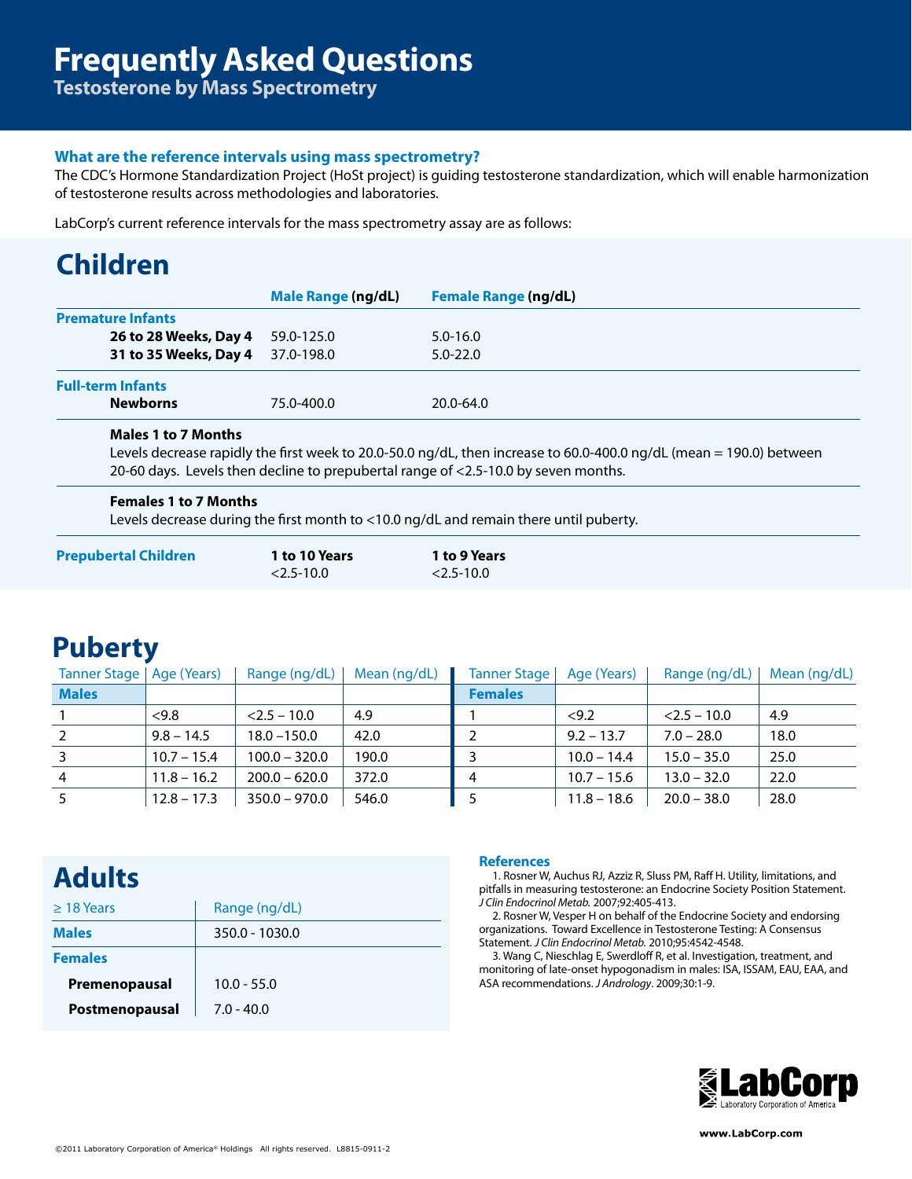# Frequently Asked Questions

## Testosterone by Mass Spectrometry

### What are the reference intervals using mass spectrometry?

The CDC's Hormone Standardization Project (HoSt project) is guiding testosterone standardization, which will enable harmonization of testosterone results across methodologies and laboratories.

LabCorp's current reference intervals for the mass spectrometry assay are as follows:

## Children

| | Male Range (ng/dL) | Female Range (ng/dL) |
|---|---|---|
| **Premature Infants** | | |
| **26 to 28 Weeks, Day 4** | 59.0-125.0 | 5.0-16.0 |
| **31 to 35 Weeks, Day 4** | 37.0-198.0 | 5.0-22.0 |
| **Full-term Infants** | | |
| **Newborns** | 75.0-400.0 | 20.0-64.0 |

**Males 1 to 7 Months**
Levels decrease rapidly the first week to 20.0-50.0 ng/dL, then increase to 60.0-400.0 ng/dL (mean = 190.0) between 20-60 days. Levels then decline to prepubertal range of <2.5-10.0 by seven months.

**Females 1 to 7 Months**
Levels decrease during the first month to <10.0 ng/dL and remain there until puberty.

| | Male Range (ng/dL) | Female Range (ng/dL) |
|---|---|---|
| **Prepubertal Children** | **1 to 10 Years** <2.5-10.0 | **1 to 9 Years** <2.5-10.0 |

## Puberty

| Tanner Stage | Age (Years) | Range (ng/dL) | Mean (ng/dL) |
|---|---|---|---|
| **Males** | | | |
| 1 | <9.8 | <2.5 – 10.0 | 4.9 |
| 2 | 9.8 – 14.5 | 18.0 –150.0 | 42.0 |
| 3 | 10.7 – 15.4 | 100.0 – 320.0 | 190.0 |
| 4 | 11.8 – 16.2 | 200.0 – 620.0 | 372.0 |
| 5 | 12.8 – 17.3 | 350.0 – 970.0 | 546.0 |

| Tanner Stage | Age (Years) | Range (ng/dL) | Mean (ng/dL) |
|---|---|---|---|
| **Females** | | | |
| 1 | <9.2 | <2.5 – 10.0 | 4.9 |
| 2 | 9.2 – 13.7 | 7.0 – 28.0 | 18.0 |
| 3 | 10.0 – 14.4 | 15.0 – 35.0 | 25.0 |
| 4 | 10.7 – 15.6 | 13.0 – 32.0 | 22.0 |
| 5 | 11.8 – 18.6 | 20.0 – 38.0 | 28.0 |

## Adults

| ≥ 18 Years | Range (ng/dL) |
|---|---|
| **Males** | 350.0 - 1030.0 |
| **Females** | |
| **Premenopausal** | 10.0 - 55.0 |
| **Postmenopausal** | 7.0 - 40.0 |

### References

1. Rosner W, Auchus RJ, Azziz R, Sluss PM, Raff H. Utility, limitations, and pitfalls in measuring testosterone: an Endocrine Society Position Statement. *J Clin Endocrinol Metab.* 2007;92:405-413.
2. Rosner W, Vesper H on behalf of the Endocrine Society and endorsing organizations. Toward Excellence in Testosterone Testing: A Consensus Statement. *J Clin Endocrinol Metab.* 2010;95:4542-4548.
3. Wang C, Nieschlag E, Swerdloff R, et al. Investigation, treatment, and monitoring of late-onset hypogonadism in males: ISA, ISSAM, EAU, EAA, and ASA recommendations. *J Andrology*. 2009;30:1-9.

LabCorp
Laboratory Corporation of America

www.LabCorp.com

©2011 Laboratory Corporation of America® Holdings All rights reserved. L8815-0911-2